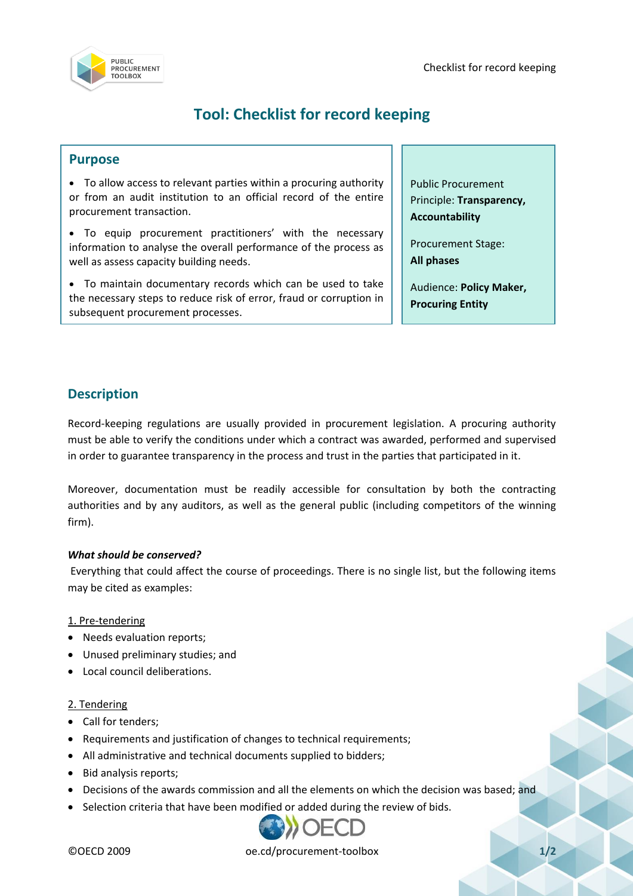# Tool: Checklist for record keeping

## Purpose

- To allow access to relevant parties within a procuring authority or from an audit institution to an official record of the entire procurement transaction.
- To equip procurement practitioners' with the necessary information to analyse the overall performance of the process as well as assess capacity building needs.
- To maintain documentary records which can be used to take the necessary steps to reduce risk of error, fraud or corruption in subsequent procurement processes.

Public Procurement Principle: **Transparency, Accountability**

Procurement Stage: **All phases**

Audience: **Policy Maker, Procuring Entity**

## Description

Record-keeping regulations are usually provided in procurement legislation. A procuring authority must be able to verify the conditions under which a contract was awarded, performed and supervised in order to guarantee transparency in the process and trust in the parties that participated in it.

Moreover, documentation must be readily accessible for consultation by both the contracting authorities and by any auditors, as well as the general public (including competitors of the winning firm).

***What should be conserved?***

Everything that could affect the course of proceedings. There is no single list, but the following items may be cited as examples:

1. Pre-tendering

- Needs evaluation reports;
- Unused preliminary studies; and
- Local council deliberations.

2. Tendering

- Call for tenders;
- Requirements and justification of changes to technical requirements;
- All administrative and technical documents supplied to bidders;
- Bid analysis reports;
- Decisions of the awards commission and all the elements on which the decision was based; and
- Selection criteria that have been modified or added during the review of bids.

©OECD 2009

oe.cd/procurement-toolbox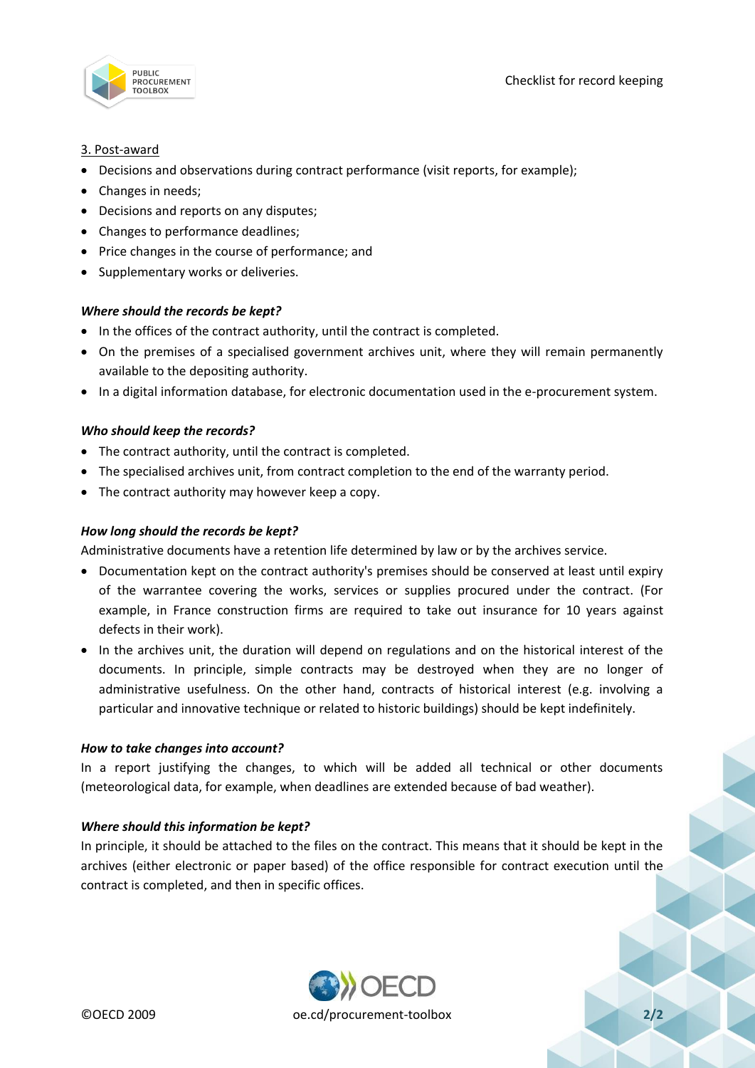<u>3. Post-award</u>

- Decisions and observations during contract performance (visit reports, for example);
- Changes in needs;
- Decisions and reports on any disputes;
- Changes to performance deadlines;
- Price changes in the course of performance; and
- Supplementary works or deliveries.

***Where should the records be kept?***

- In the offices of the contract authority, until the contract is completed.
- On the premises of a specialised government archives unit, where they will remain permanently available to the depositing authority.
- In a digital information database, for electronic documentation used in the e-procurement system.

***Who should keep the records?***

- The contract authority, until the contract is completed.
- The specialised archives unit, from contract completion to the end of the warranty period.
- The contract authority may however keep a copy.

***How long should the records be kept?***

Administrative documents have a retention life determined by law or by the archives service.

- Documentation kept on the contract authority's premises should be conserved at least until expiry of the warrantee covering the works, services or supplies procured under the contract. (For example, in France construction firms are required to take out insurance for 10 years against defects in their work).
- In the archives unit, the duration will depend on regulations and on the historical interest of the documents. In principle, simple contracts may be destroyed when they are no longer of administrative usefulness. On the other hand, contracts of historical interest (e.g. involving a particular and innovative technique or related to historic buildings) should be kept indefinitely.

***How to take changes into account?***

In a report justifying the changes, to which will be added all technical or other documents (meteorological data, for example, when deadlines are extended because of bad weather).

***Where should this information be kept?***

In principle, it should be attached to the files on the contract. This means that it should be kept in the archives (either electronic or paper based) of the office responsible for contract execution until the contract is completed, and then in specific offices.